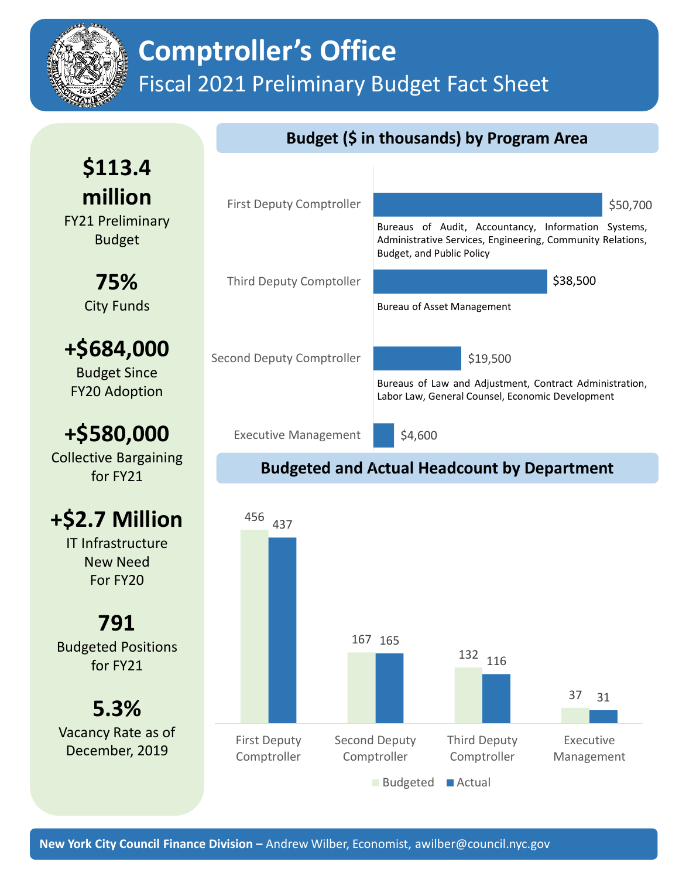# Comptroller's Office

## Fiscal 2021 Preliminary Budget Fact Sheet

**$113.4 million**
FY21 Preliminary Budget

**75%**
City Funds

**+$684,000**
Budget Since FY20 Adoption

**+$580,000**
Collective Bargaining for FY21

**+$2.7 Million**
IT Infrastructure New Need For FY20

**791**
Budgeted Positions for FY21

**5.3%**
Vacancy Rate as of December, 2019

### Budget ($ in thousands) by Program Area

| Program Area | Budget | Bureaus |
|---|---|---|
| First Deputy Comptroller | $50,700 | Bureaus of Audit, Accountancy, Information Systems, Administrative Services, Engineering, Community Relations, Budget, and Public Policy |
| Third Deputy Comptoller | $38,500 | Bureau of Asset Management |
| Second Deputy Comptroller | $19,500 | Bureaus of Law and Adjustment, Contract Administration, Labor Law, General Counsel, Economic Development |
| Executive Management | $4,600 | |

### Budgeted and Actual Headcount by Department

| Department | Budgeted | Actual |
|---|---|---|
| First Deputy Comptroller | 456 | 437 |
| Second Deputy Comptroller | 167 | 165 |
| Third Deputy Comptroller | 132 | 116 |
| Executive Management | 37 | 31 |

**New York City Council Finance Division –** Andrew Wilber, Economist, awilber@council.nyc.gov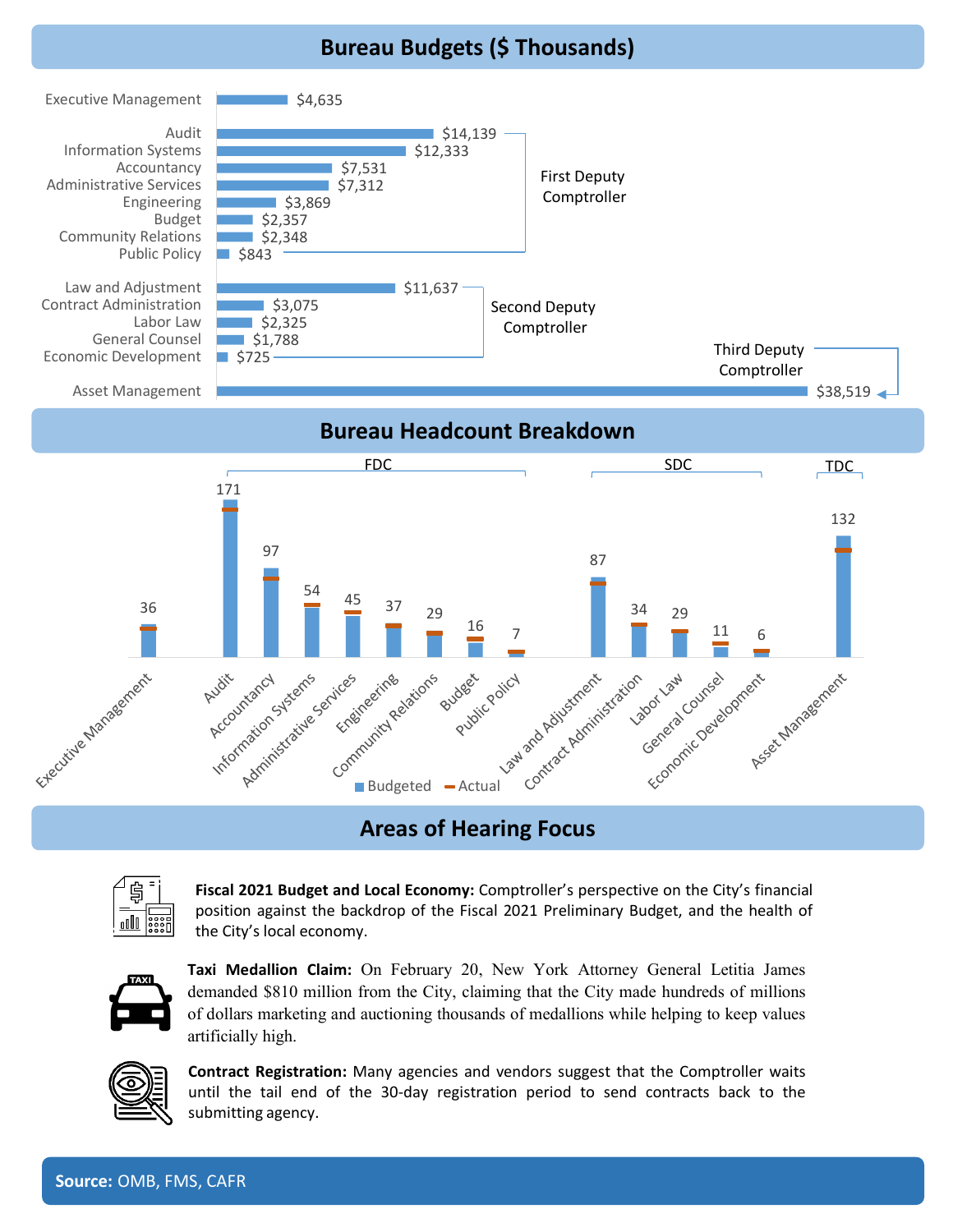## Bureau Budgets ($ Thousands)

Executive Management $4,635

Audit $14,139
Information Systems $12,333
Accountancy $7,531
Administrative Services $7,312
Engineering $3,869
Budget $2,357
Community Relations $2,348
Public Policy $843

First Deputy Comptroller

Law and Adjustment $11,637
Contract Administration $3,075
Labor Law $2,325
General Counsel $1,788
Economic Development $725

Second Deputy Comptroller

Third Deputy Comptroller

Asset Management $38,519

## Bureau Headcount Breakdown

FDC
SDC
TDC

36
171
97
54
45
37
29
16
7
87
34
29
11
6
132

Executive Management
Audit
Accountancy
Information Systems
Administrative Services
Engineering
Community Relations
Budget
Public Policy
Law and Adjustment
Contract Administration
Labor Law
General Counsel
Economic Development
Asset Management

Budgeted
Actual

## Areas of Hearing Focus

**Fiscal 2021 Budget and Local Economy:** Comptroller's perspective on the City's financial position against the backdrop of the Fiscal 2021 Preliminary Budget, and the health of the City's local economy.

**Taxi Medallion Claim:** On February 20, New York Attorney General Letitia James demanded $810 million from the City, claiming that the City made hundreds of millions of dollars marketing and auctioning thousands of medallions while helping to keep values artificially high.

**Contract Registration:** Many agencies and vendors suggest that the Comptroller waits until the tail end of the 30-day registration period to send contracts back to the submitting agency.

**Source:** OMB, FMS, CAFR